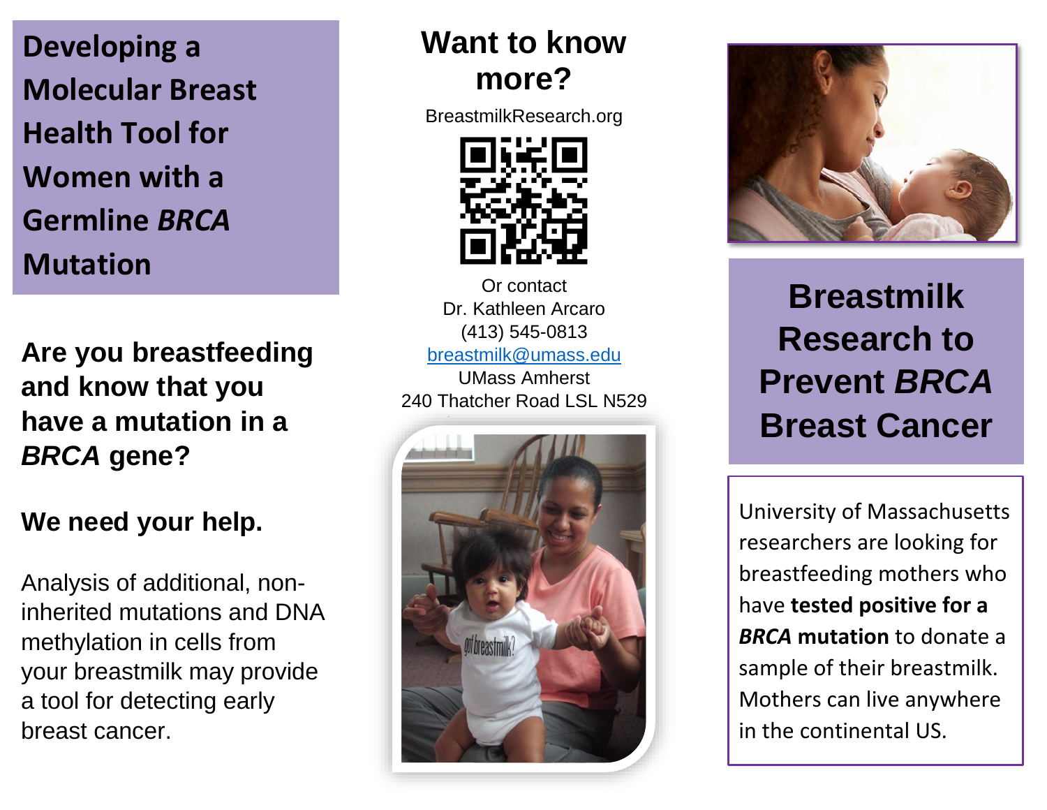# Developing a Molecular Breast Health Tool for Women with a Germline *BRCA* Mutation

**Are you breastfeeding and know that you have a mutation in a *BRCA* gene?**

**We need your help.**

Analysis of additional, non-inherited mutations and DNA methylation in cells from your breastmilk may provide a tool for detecting early breast cancer.

## Want to know more?

BreastmilkResearch.org

Or contact
Dr. Kathleen Arcaro
(413) 545-0813
breastmilk@umass.edu
UMass Amherst
240 Thatcher Road LSL N529

# Breastmilk Research to Prevent *BRCA* Breast Cancer

University of Massachusetts researchers are looking for breastfeeding mothers who have **tested positive for a *BRCA* mutation** to donate a sample of their breastmilk. Mothers can live anywhere in the continental US.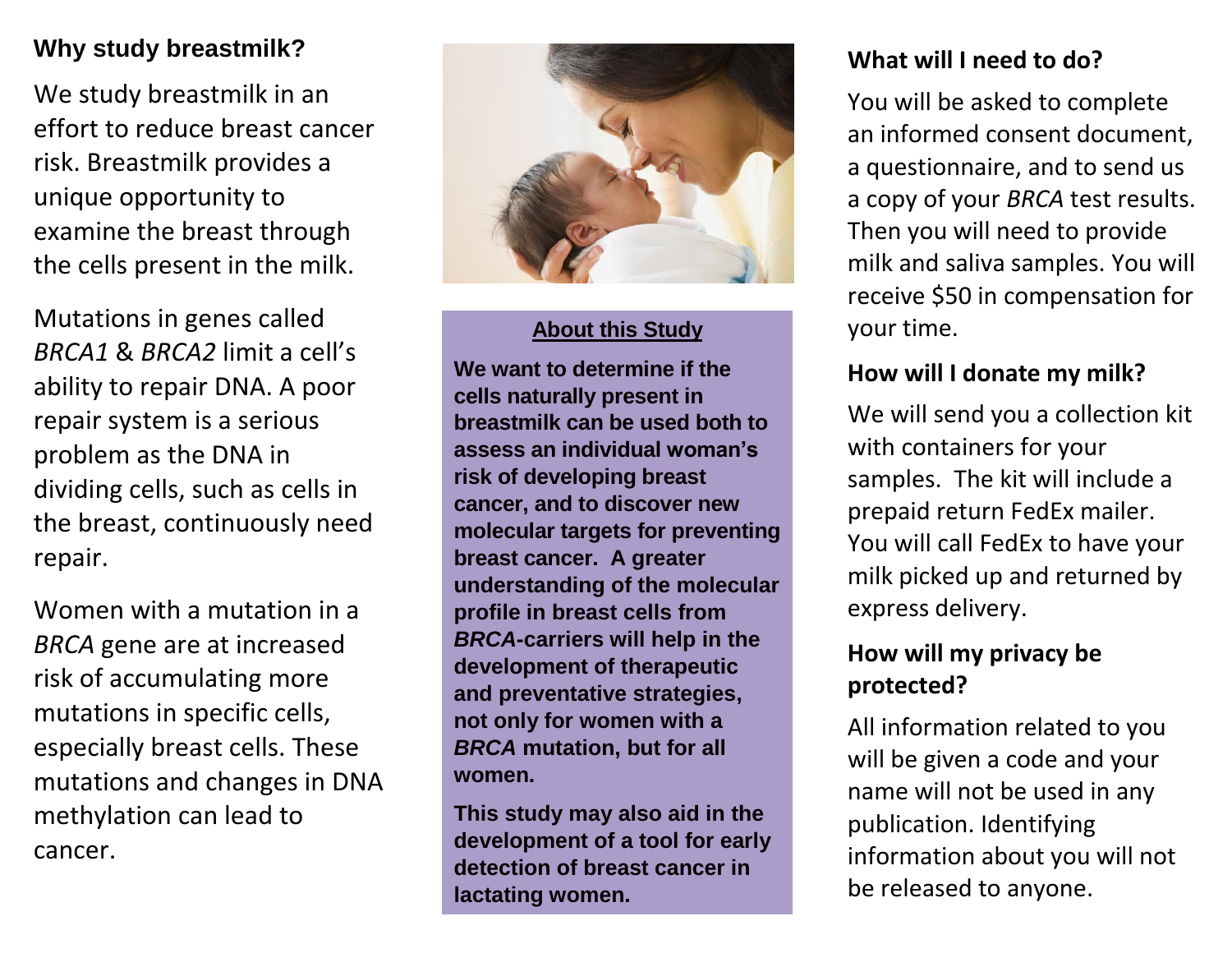## Why study breastmilk?

We study breastmilk in an effort to reduce breast cancer risk. Breastmilk provides a unique opportunity to examine the breast through the cells present in the milk.

Mutations in genes called *BRCA1* & *BRCA2* limit a cell's ability to repair DNA. A poor repair system is a serious problem as the DNA in dividing cells, such as cells in the breast, continuously need repair.

Women with a mutation in a *BRCA* gene are at increased risk of accumulating more mutations in specific cells, especially breast cells. These mutations and changes in DNA methylation can lead to cancer.

## About this Study

**We want to determine if the cells naturally present in breastmilk can be used both to assess an individual woman's risk of developing breast cancer, and to discover new molecular targets for preventing breast cancer. A greater understanding of the molecular profile in breast cells from *BRCA*-carriers will help in the development of therapeutic and preventative strategies, not only for women with a *BRCA* mutation, but for all women.**

**This study may also aid in the development of a tool for early detection of breast cancer in lactating women.**

## What will I need to do?

You will be asked to complete an informed consent document, a questionnaire, and to send us a copy of your *BRCA* test results. Then you will need to provide milk and saliva samples. You will receive $50 in compensation for your time.

## How will I donate my milk?

We will send you a collection kit with containers for your samples. The kit will include a prepaid return FedEx mailer. You will call FedEx to have your milk picked up and returned by express delivery.

## How will my privacy be protected?

All information related to you will be given a code and your name will not be used in any publication. Identifying information about you will not be released to anyone.